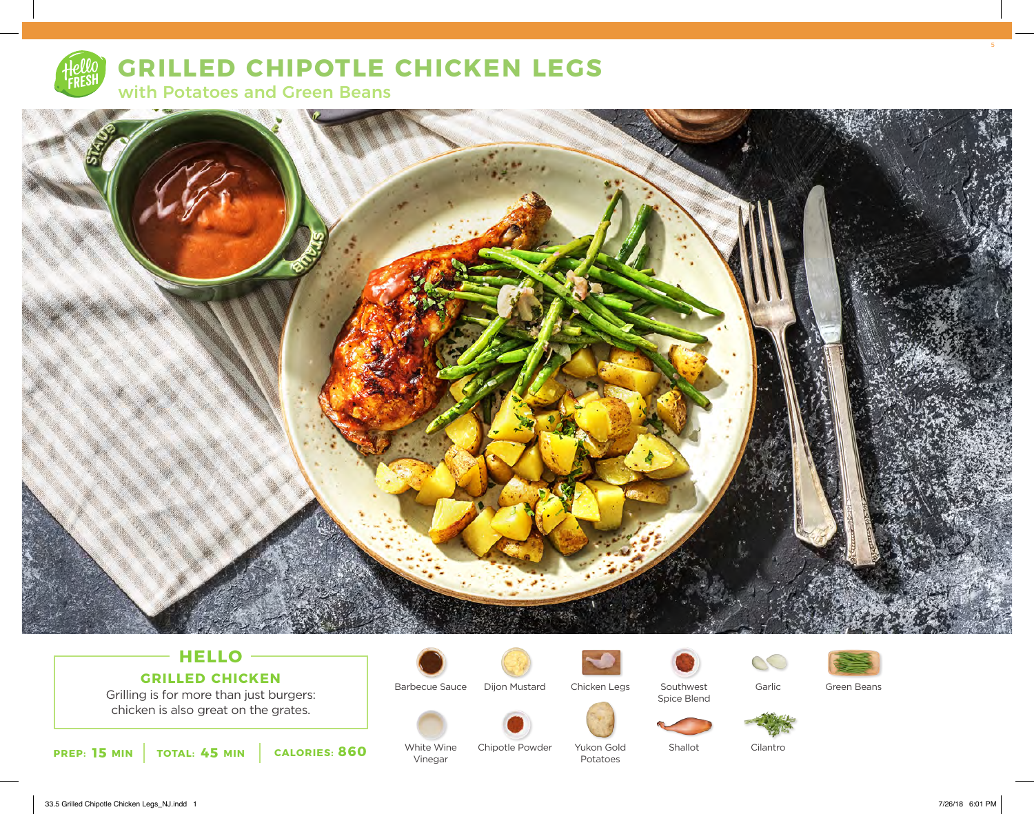# GRILLED CHIPOTLE CHICKEN LEGS

## with Potatoes and Green Beans

## HELLO

### GRILLED CHICKEN

Grilling is for more than just burgers: chicken is also great on the grates.

**PREP: 15 MIN** | **TOTAL: 45 MIN** | **CALORIES: 860**

- Barbecue Sauce
- Dijon Mustard
- Chicken Legs
- Southwest Spice Blend
- Garlic
- Green Beans
- White Wine Vinegar
- Chipotle Powder
- Yukon Gold Potatoes
- Shallot
- Cilantro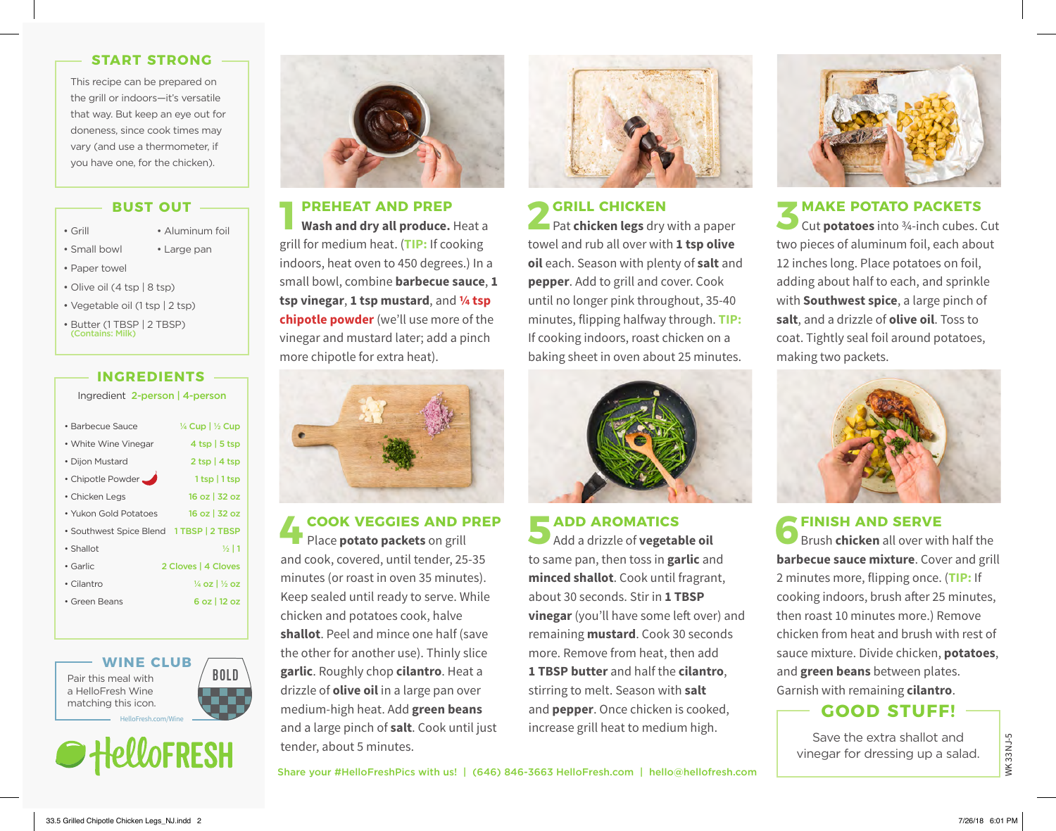## START STRONG

This recipe can be prepared on the grill or indoors—it's versatile that way. But keep an eye out for doneness, since cook times may vary (and use a thermometer, if you have one, for the chicken).

## BUST OUT

- Grill
- Aluminum foil
- Small bowl
- Large pan
- Paper towel
- Olive oil (4 tsp | 8 tsp)
- Vegetable oil (1 tsp | 2 tsp)
- Butter (1 TBSP | 2 TBSP) (Contains: Milk)

## INGREDIENTS

| Ingredient | 2-person \| 4-person |
|---|---|
| Barbecue Sauce | ¼ Cup \| ½ Cup |
| White Wine Vinegar | 4 tsp \| 5 tsp |
| Dijon Mustard | 2 tsp \| 4 tsp |
| Chipotle Powder | 1 tsp \| 1 tsp |
| Chicken Legs | 16 oz \| 32 oz |
| Yukon Gold Potatoes | 16 oz \| 32 oz |
| Southwest Spice Blend | 1 TBSP \| 2 TBSP |
| Shallot | ½ \| 1 |
| Garlic | 2 Cloves \| 4 Cloves |
| Cilantro | ¼ oz \| ½ oz |
| Green Beans | 6 oz \| 12 oz |

## WINE CLUB

Pair this meal with a HelloFresh Wine matching this icon.

BOLD

HelloFresh.com/Wine

HelloFRESH

## 1 PREHEAT AND PREP

**Wash and dry all produce.** Heat a grill for medium heat. (**TIP:** If cooking indoors, heat oven to 450 degrees.) In a small bowl, combine **barbecue sauce**, **1 tsp vinegar**, **1 tsp mustard**, and **¼ tsp chipotle powder** (we'll use more of the vinegar and mustard later; add a pinch more chipotle for extra heat).

## 2 GRILL CHICKEN

Pat **chicken legs** dry with a paper towel and rub all over with **1 tsp olive oil** each. Season with plenty of **salt** and **pepper**. Add to grill and cover. Cook until no longer pink throughout, 35-40 minutes, flipping halfway through. **TIP:** If cooking indoors, roast chicken on a baking sheet in oven about 25 minutes.

## 3 MAKE POTATO PACKETS

Cut **potatoes** into ¾-inch cubes. Cut two pieces of aluminum foil, each about 12 inches long. Place potatoes on foil, adding about half to each, and sprinkle with **Southwest spice**, a large pinch of **salt**, and a drizzle of **olive oil**. Toss to coat. Tightly seal foil around potatoes, making two packets.

## 4 COOK VEGGIES AND PREP

Place **potato packets** on grill and cook, covered, until tender, 25-35 minutes (or roast in oven 35 minutes). Keep sealed until ready to serve. While chicken and potatoes cook, halve **shallot**. Peel and mince one half (save the other for another use). Thinly slice **garlic**. Roughly chop **cilantro**. Heat a drizzle of **olive oil** in a large pan over medium-high heat. Add **green beans** and a large pinch of **salt**. Cook until just tender, about 5 minutes.

## 5 ADD AROMATICS

Add a drizzle of **vegetable oil** to same pan, then toss in **garlic** and **minced shallot**. Cook until fragrant, about 30 seconds. Stir in **1 TBSP vinegar** (you'll have some left over) and remaining **mustard**. Cook 30 seconds more. Remove from heat, then add **1 TBSP butter** and half the **cilantro**, stirring to melt. Season with **salt** and **pepper**. Once chicken is cooked, increase grill heat to medium high.

## 6 FINISH AND SERVE

Brush **chicken** all over with half the **barbecue sauce mixture**. Cover and grill 2 minutes more, flipping once. (**TIP:** If cooking indoors, brush after 25 minutes, then roast 10 minutes more.) Remove chicken from heat and brush with rest of sauce mixture. Divide chicken, **potatoes**, and **green beans** between plates. Garnish with remaining **cilantro**.

## GOOD STUFF!

Save the extra shallot and vinegar for dressing up a salad.

Share your #HelloFreshPics with us! | (646) 846-3663 HelloFresh.com | hello@hellofresh.com

WK33NJ-5